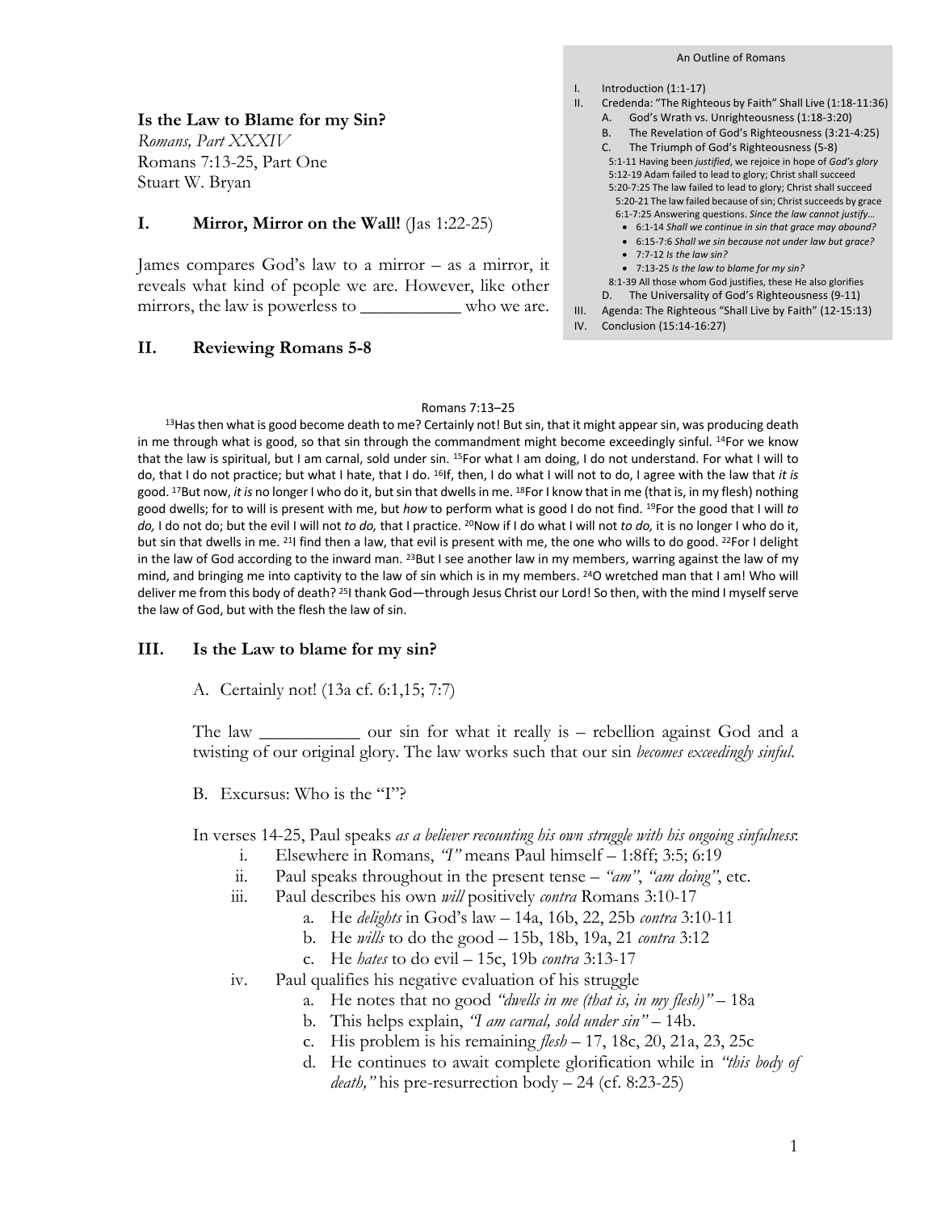**Is the Law to Blame for my Sin?**
*Romans, Part XXXIV*
Romans 7:13-25, Part One
Stuart W. Bryan

An Outline of Romans

I. Introduction (1:1-17)
II. Credenda: "The Righteous by Faith" Shall Live (1:18-11:36)
   A. God's Wrath vs. Unrighteousness (1:18-3:20)
   B. The Revelation of God's Righteousness (3:21-4:25)
   C. The Triumph of God's Righteousness (5-8)
      5:1-11 Having been *justified*, we rejoice in hope of *God's glory*
      5:12-19 Adam failed to lead to glory; Christ shall succeed
      5:20-7:25 The law failed to lead to glory; Christ shall succeed
         5:20-21 The law failed because of sin; Christ succeeds by grace
         6:1-7:25 Answering questions. *Since the law cannot justify…*
         - 6:1-14 *Shall we continue in sin that grace may abound?*
         - 6:15-7:6 *Shall we sin because not under law but grace?*
         - 7:7-12 *Is the law sin?*
         - 7:13-25 *Is the law to blame for my sin?*
      8:1-39 All those whom God justifies, these He also glorifies
   D. The Universality of God's Righteousness (9-11)
III. Agenda: The Righteous "Shall Live by Faith" (12-15:13)
IV. Conclusion (15:14-16:27)

## I. Mirror, Mirror on the Wall! (Jas 1:22-25)

James compares God's law to a mirror – as a mirror, it reveals what kind of people we are. However, like other mirrors, the law is powerless to ___________ who we are.

## II. Reviewing Romans 5-8

Romans 7:13–25

[13]Has then what is good become death to me? Certainly not! But sin, that it might appear sin, was producing death in me through what is good, so that sin through the commandment might become exceedingly sinful. [14]For we know that the law is spiritual, but I am carnal, sold under sin. [15]For what I am doing, I do not understand. For what I will to do, that I do not practice; but what I hate, that I do. [16]If, then, I do what I will not to do, I agree with the law that *it is* good. [17]But now, *it is* no longer I who do it, but sin that dwells in me. [18]For I know that in me (that is, in my flesh) nothing good dwells; for to will is present with me, but *how* to perform what is good I do not find. [19]For the good that I will *to do,* I do not do; but the evil I will not *to do,* that I practice. [20]Now if I do what I will not *to do,* it is no longer I who do it, but sin that dwells in me. [21]I find then a law, that evil is present with me, the one who wills to do good. [22]For I delight in the law of God according to the inward man. [23]But I see another law in my members, warring against the law of my mind, and bringing me into captivity to the law of sin which is in my members. [24]O wretched man that I am! Who will deliver me from this body of death? [25]I thank God—through Jesus Christ our Lord! So then, with the mind I myself serve the law of God, but with the flesh the law of sin.

## III. Is the Law to blame for my sin?

A. Certainly not! (13a cf. 6:1,15; 7:7)

The law ___________ our sin for what it really is – rebellion against God and a twisting of our original glory. The law works such that our sin *becomes exceedingly sinful*.

B. Excursus: Who is the "I"?

In verses 14-25, Paul speaks *as a believer recounting his own struggle with his ongoing sinfulness*:

i. Elsewhere in Romans, *"I"* means Paul himself – 1:8ff; 3:5; 6:19
ii. Paul speaks throughout in the present tense – *"am"*, *"am doing"*, etc.
iii. Paul describes his own *will* positively *contra* Romans 3:10-17
   a. He *delights* in God's law – 14a, 16b, 22, 25b *contra* 3:10-11
   b. He *wills* to do the good – 15b, 18b, 19a, 21 *contra* 3:12
   c. He *hates* to do evil – 15c, 19b *contra* 3:13-17
iv. Paul qualifies his negative evaluation of his struggle
   a. He notes that no good *"dwells in me (that is, in my flesh)"* – 18a
   b. This helps explain, *"I am carnal, sold under sin"* – 14b.
   c. His problem is his remaining *flesh* – 17, 18c, 20, 21a, 23, 25c
   d. He continues to await complete glorification while in *"this body of death,"* his pre-resurrection body – 24 (cf. 8:23-25)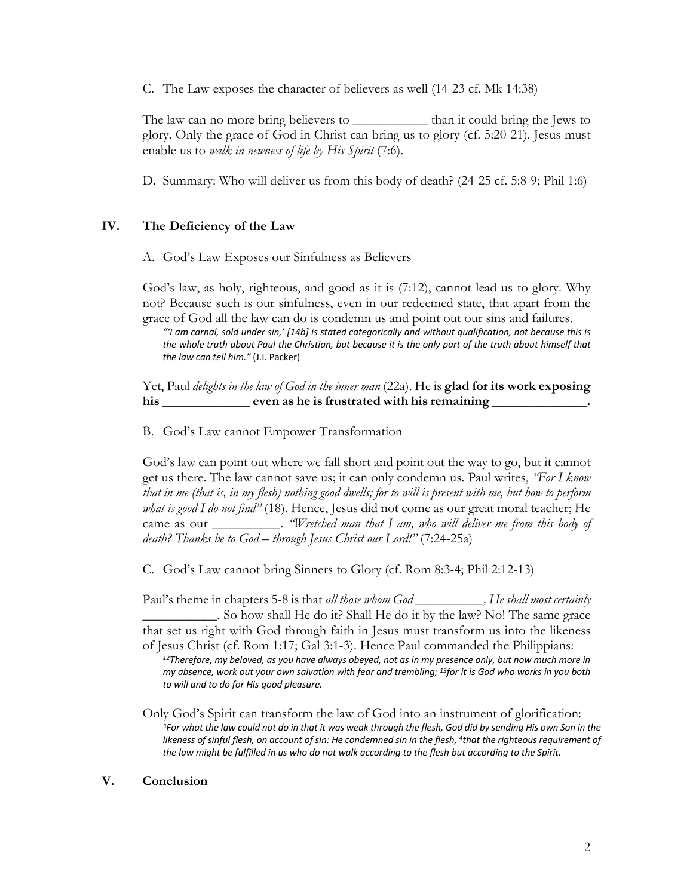C. The Law exposes the character of believers as well (14-23 cf. Mk 14:38)

The law can no more bring believers to ___________ than it could bring the Jews to glory. Only the grace of God in Christ can bring us to glory (cf. 5:20-21). Jesus must enable us to *walk in newness of life by His Spirit* (7:6).

D. Summary: Who will deliver us from this body of death? (24-25 cf. 5:8-9; Phil 1:6)

## IV. The Deficiency of the Law

A. God's Law Exposes our Sinfulness as Believers

God's law, as holy, righteous, and good as it is (7:12), cannot lead us to glory. Why not? Because such is our sinfulness, even in our redeemed state, that apart from the grace of God all the law can do is condemn us and point out our sins and failures.

> *"'I am carnal, sold under sin,' [14b] is stated categorically and without qualification, not because this is the whole truth about Paul the Christian, but because it is the only part of the truth about himself that the law can tell him."* (J.I. Packer)

Yet, Paul *delights in the law of God in the inner man* (22a). He is **glad for its work exposing his _____________ even as he is frustrated with his remaining ______________.**

B. God's Law cannot Empower Transformation

God's law can point out where we fall short and point out the way to go, but it cannot get us there. The law cannot save us; it can only condemn us. Paul writes, *"For I know that in me (that is, in my flesh) nothing good dwells; for to will is present with me, but how to perform what is good I do not find"* (18). Hence, Jesus did not come as our great moral teacher; He came as our __________. *"Wretched man that I am, who will deliver me from this body of death? Thanks be to God – through Jesus Christ our Lord!"* (7:24-25a)

C. God's Law cannot bring Sinners to Glory (cf. Rom 8:3-4; Phil 2:12-13)

Paul's theme in chapters 5-8 is that *all those whom God __________, He shall most certainly ___________*. So how shall He do it? Shall He do it by the law? No! The same grace that set us right with God through faith in Jesus must transform us into the likeness of Jesus Christ (cf. Rom 1:17; Gal 3:1-3). Hence Paul commanded the Philippians:

> *[12]Therefore, my beloved, as you have always obeyed, not as in my presence only, but now much more in my absence, work out your own salvation with fear and trembling; [13]for it is God who works in you both to will and to do for His good pleasure.*

Only God's Spirit can transform the law of God into an instrument of glorification:

> *[3]For what the law could not do in that it was weak through the flesh, God did by sending His own Son in the likeness of sinful flesh, on account of sin: He condemned sin in the flesh, [4]that the righteous requirement of the law might be fulfilled in us who do not walk according to the flesh but according to the Spirit.*

## V. Conclusion